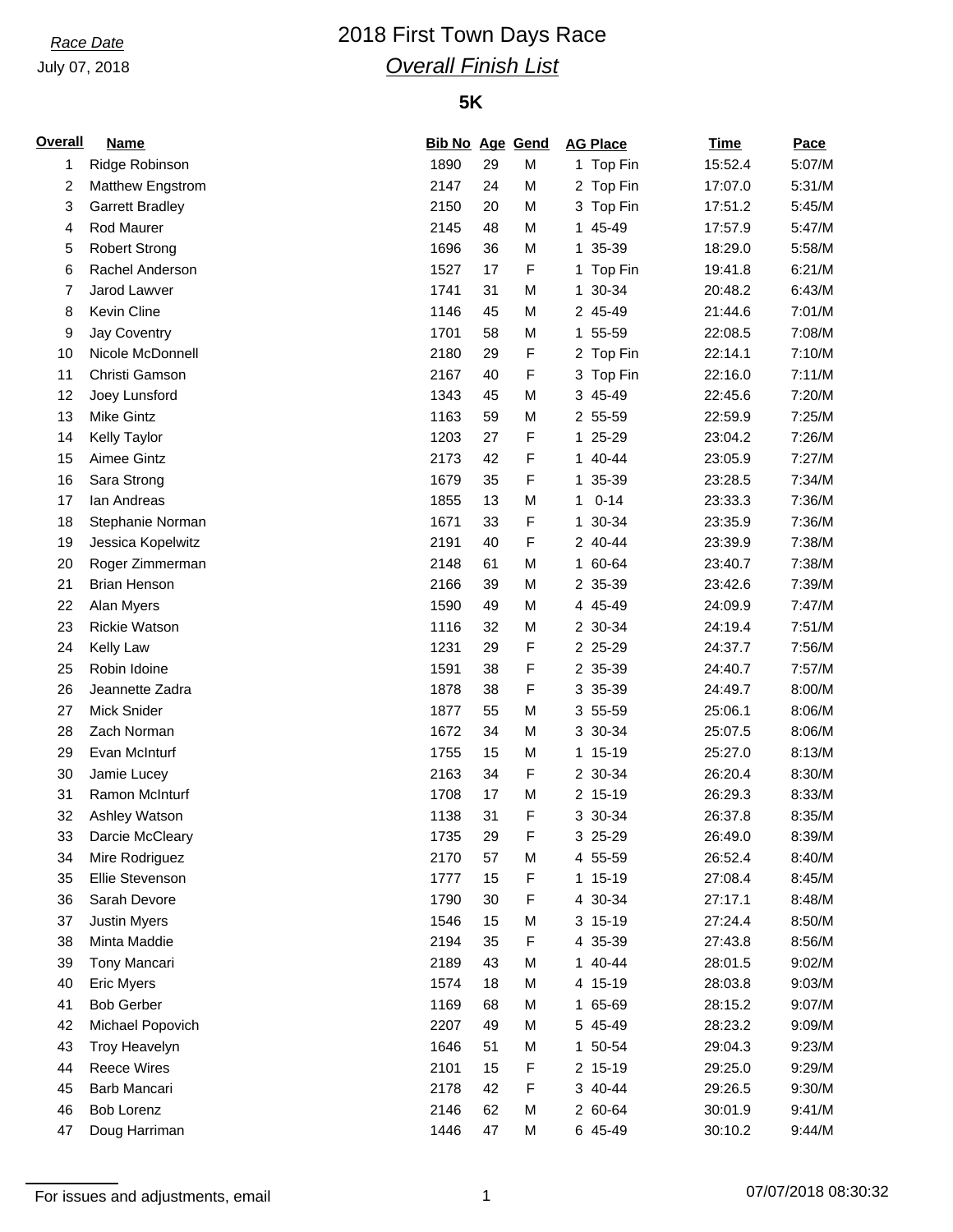*Race Date*

July 07, 2018

# 2018 First Town Days Race

## *Overall Finish List*

### 5K

| Overall | Name | Bib No | Age | Gend | AG Place | Time | Pace |
|---|---|---|---|---|---|---|---|
| 1 | Ridge Robinson | 1890 | 29 | M | 1 Top Fin | 15:52.4 | 5:07/M |
| 2 | Matthew Engstrom | 2147 | 24 | M | 2 Top Fin | 17:07.0 | 5:31/M |
| 3 | Garrett Bradley | 2150 | 20 | M | 3 Top Fin | 17:51.2 | 5:45/M |
| 4 | Rod Maurer | 2145 | 48 | M | 1 45-49 | 17:57.9 | 5:47/M |
| 5 | Robert Strong | 1696 | 36 | M | 1 35-39 | 18:29.0 | 5:58/M |
| 6 | Rachel Anderson | 1527 | 17 | F | 1 Top Fin | 19:41.8 | 6:21/M |
| 7 | Jarod Lawver | 1741 | 31 | M | 1 30-34 | 20:48.2 | 6:43/M |
| 8 | Kevin Cline | 1146 | 45 | M | 2 45-49 | 21:44.6 | 7:01/M |
| 9 | Jay Coventry | 1701 | 58 | M | 1 55-59 | 22:08.5 | 7:08/M |
| 10 | Nicole McDonnell | 2180 | 29 | F | 2 Top Fin | 22:14.1 | 7:10/M |
| 11 | Christi Gamson | 2167 | 40 | F | 3 Top Fin | 22:16.0 | 7:11/M |
| 12 | Joey Lunsford | 1343 | 45 | M | 3 45-49 | 22:45.6 | 7:20/M |
| 13 | Mike Gintz | 1163 | 59 | M | 2 55-59 | 22:59.9 | 7:25/M |
| 14 | Kelly Taylor | 1203 | 27 | F | 1 25-29 | 23:04.2 | 7:26/M |
| 15 | Aimee Gintz | 2173 | 42 | F | 1 40-44 | 23:05.9 | 7:27/M |
| 16 | Sara Strong | 1679 | 35 | F | 1 35-39 | 23:28.5 | 7:34/M |
| 17 | Ian Andreas | 1855 | 13 | M | 1 0-14 | 23:33.3 | 7:36/M |
| 18 | Stephanie Norman | 1671 | 33 | F | 1 30-34 | 23:35.9 | 7:36/M |
| 19 | Jessica Kopelwitz | 2191 | 40 | F | 2 40-44 | 23:39.9 | 7:38/M |
| 20 | Roger Zimmerman | 2148 | 61 | M | 1 60-64 | 23:40.7 | 7:38/M |
| 21 | Brian Henson | 2166 | 39 | M | 2 35-39 | 23:42.6 | 7:39/M |
| 22 | Alan Myers | 1590 | 49 | M | 4 45-49 | 24:09.9 | 7:47/M |
| 23 | Rickie Watson | 1116 | 32 | M | 2 30-34 | 24:19.4 | 7:51/M |
| 24 | Kelly Law | 1231 | 29 | F | 2 25-29 | 24:37.7 | 7:56/M |
| 25 | Robin Idoine | 1591 | 38 | F | 2 35-39 | 24:40.7 | 7:57/M |
| 26 | Jeannette Zadra | 1878 | 38 | F | 3 35-39 | 24:49.7 | 8:00/M |
| 27 | Mick Snider | 1877 | 55 | M | 3 55-59 | 25:06.1 | 8:06/M |
| 28 | Zach Norman | 1672 | 34 | M | 3 30-34 | 25:07.5 | 8:06/M |
| 29 | Evan McInturf | 1755 | 15 | M | 1 15-19 | 25:27.0 | 8:13/M |
| 30 | Jamie Lucey | 2163 | 34 | F | 2 30-34 | 26:20.4 | 8:30/M |
| 31 | Ramon McInturf | 1708 | 17 | M | 2 15-19 | 26:29.3 | 8:33/M |
| 32 | Ashley Watson | 1138 | 31 | F | 3 30-34 | 26:37.8 | 8:35/M |
| 33 | Darcie McCleary | 1735 | 29 | F | 3 25-29 | 26:49.0 | 8:39/M |
| 34 | Mire Rodriguez | 2170 | 57 | M | 4 55-59 | 26:52.4 | 8:40/M |
| 35 | Ellie Stevenson | 1777 | 15 | F | 1 15-19 | 27:08.4 | 8:45/M |
| 36 | Sarah Devore | 1790 | 30 | F | 4 30-34 | 27:17.1 | 8:48/M |
| 37 | Justin Myers | 1546 | 15 | M | 3 15-19 | 27:24.4 | 8:50/M |
| 38 | Minta Maddie | 2194 | 35 | F | 4 35-39 | 27:43.8 | 8:56/M |
| 39 | Tony Mancari | 2189 | 43 | M | 1 40-44 | 28:01.5 | 9:02/M |
| 40 | Eric Myers | 1574 | 18 | M | 4 15-19 | 28:03.8 | 9:03/M |
| 41 | Bob Gerber | 1169 | 68 | M | 1 65-69 | 28:15.2 | 9:07/M |
| 42 | Michael Popovich | 2207 | 49 | M | 5 45-49 | 28:23.2 | 9:09/M |
| 43 | Troy Heavelyn | 1646 | 51 | M | 1 50-54 | 29:04.3 | 9:23/M |
| 44 | Reece Wires | 2101 | 15 | F | 2 15-19 | 29:25.0 | 9:29/M |
| 45 | Barb Mancari | 2178 | 42 | F | 3 40-44 | 29:26.5 | 9:30/M |
| 46 | Bob Lorenz | 2146 | 62 | M | 2 60-64 | 30:01.9 | 9:41/M |
| 47 | Doug Harriman | 1446 | 47 | M | 6 45-49 | 30:10.2 | 9:44/M |

For issues and adjustments, email

07/07/2018 08:30:32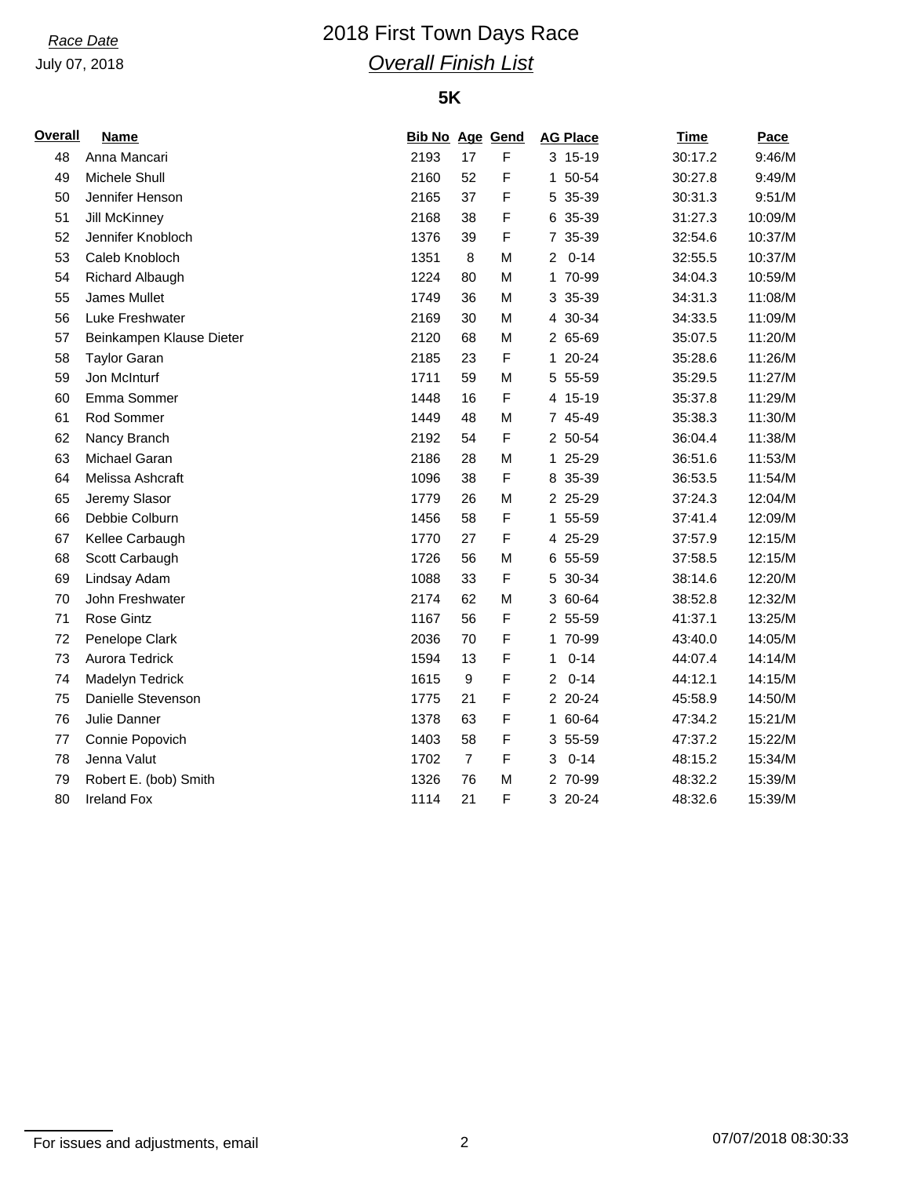*Race Date*

July 07, 2018

# 2018 First Town Days Race

## *Overall Finish List*

### 5K

| Overall | Name | Bib No | Age | Gend | AG Place | Time | Pace |
|---|---|---|---|---|---|---|---|
| 48 | Anna Mancari | 2193 | 17 | F | 3 15-19 | 30:17.2 | 9:46/M |
| 49 | Michele Shull | 2160 | 52 | F | 1 50-54 | 30:27.8 | 9:49/M |
| 50 | Jennifer Henson | 2165 | 37 | F | 5 35-39 | 30:31.3 | 9:51/M |
| 51 | Jill McKinney | 2168 | 38 | F | 6 35-39 | 31:27.3 | 10:09/M |
| 52 | Jennifer Knobloch | 1376 | 39 | F | 7 35-39 | 32:54.6 | 10:37/M |
| 53 | Caleb Knobloch | 1351 | 8 | M | 2 0-14 | 32:55.5 | 10:37/M |
| 54 | Richard Albaugh | 1224 | 80 | M | 1 70-99 | 34:04.3 | 10:59/M |
| 55 | James Mullet | 1749 | 36 | M | 3 35-39 | 34:31.3 | 11:08/M |
| 56 | Luke Freshwater | 2169 | 30 | M | 4 30-34 | 34:33.5 | 11:09/M |
| 57 | Beinkampen Klause Dieter | 2120 | 68 | M | 2 65-69 | 35:07.5 | 11:20/M |
| 58 | Taylor Garan | 2185 | 23 | F | 1 20-24 | 35:28.6 | 11:26/M |
| 59 | Jon McInturf | 1711 | 59 | M | 5 55-59 | 35:29.5 | 11:27/M |
| 60 | Emma Sommer | 1448 | 16 | F | 4 15-19 | 35:37.8 | 11:29/M |
| 61 | Rod Sommer | 1449 | 48 | M | 7 45-49 | 35:38.3 | 11:30/M |
| 62 | Nancy Branch | 2192 | 54 | F | 2 50-54 | 36:04.4 | 11:38/M |
| 63 | Michael Garan | 2186 | 28 | M | 1 25-29 | 36:51.6 | 11:53/M |
| 64 | Melissa Ashcraft | 1096 | 38 | F | 8 35-39 | 36:53.5 | 11:54/M |
| 65 | Jeremy Slasor | 1779 | 26 | M | 2 25-29 | 37:24.3 | 12:04/M |
| 66 | Debbie Colburn | 1456 | 58 | F | 1 55-59 | 37:41.4 | 12:09/M |
| 67 | Kellee Carbaugh | 1770 | 27 | F | 4 25-29 | 37:57.9 | 12:15/M |
| 68 | Scott Carbaugh | 1726 | 56 | M | 6 55-59 | 37:58.5 | 12:15/M |
| 69 | Lindsay Adam | 1088 | 33 | F | 5 30-34 | 38:14.6 | 12:20/M |
| 70 | John Freshwater | 2174 | 62 | M | 3 60-64 | 38:52.8 | 12:32/M |
| 71 | Rose Gintz | 1167 | 56 | F | 2 55-59 | 41:37.1 | 13:25/M |
| 72 | Penelope Clark | 2036 | 70 | F | 1 70-99 | 43:40.0 | 14:05/M |
| 73 | Aurora Tedrick | 1594 | 13 | F | 1 0-14 | 44:07.4 | 14:14/M |
| 74 | Madelyn Tedrick | 1615 | 9 | F | 2 0-14 | 44:12.1 | 14:15/M |
| 75 | Danielle Stevenson | 1775 | 21 | F | 2 20-24 | 45:58.9 | 14:50/M |
| 76 | Julie Danner | 1378 | 63 | F | 1 60-64 | 47:34.2 | 15:21/M |
| 77 | Connie Popovich | 1403 | 58 | F | 3 55-59 | 47:37.2 | 15:22/M |
| 78 | Jenna Valut | 1702 | 7 | F | 3 0-14 | 48:15.2 | 15:34/M |
| 79 | Robert E. (bob) Smith | 1326 | 76 | M | 2 70-99 | 48:32.2 | 15:39/M |
| 80 | Ireland Fox | 1114 | 21 | F | 3 20-24 | 48:32.6 | 15:39/M |

For issues and adjustments, email

07/07/2018 08:30:33